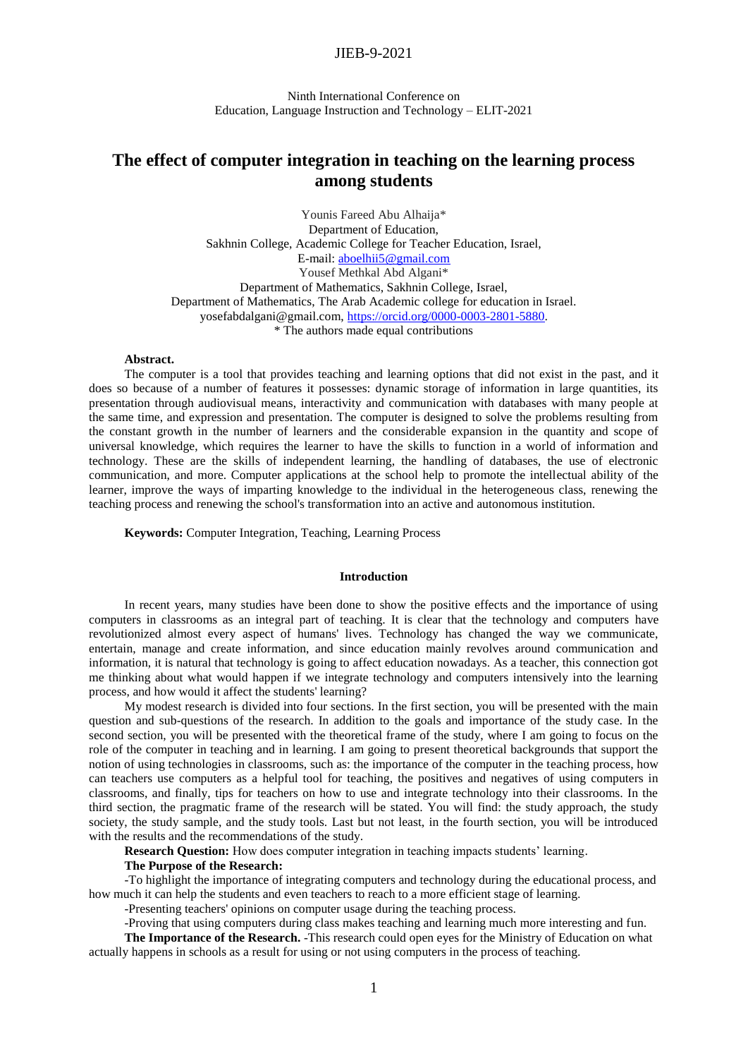Ninth International Conference on
Education, Language Instruction and Technology – ELIT-2021

# The effect of computer integration in teaching on the learning process among students

Younis Fareed Abu Alhaija*
Department of Education,
Sakhnin College, Academic College for Teacher Education, Israel,
E-mail: aboelhii5@gmail.com
Yousef Methkal Abd Algani*
Department of Mathematics, Sakhnin College, Israel,
Department of Mathematics, The Arab Academic college for education in Israel.
yosefabdalgani@gmail.com, https://orcid.org/0000-0003-2801-5880.
* The authors made equal contributions

**Abstract.**

The computer is a tool that provides teaching and learning options that did not exist in the past, and it does so because of a number of features it possesses: dynamic storage of information in large quantities, its presentation through audiovisual means, interactivity and communication with databases with many people at the same time, and expression and presentation. The computer is designed to solve the problems resulting from the constant growth in the number of learners and the considerable expansion in the quantity and scope of universal knowledge, which requires the learner to have the skills to function in a world of information and technology. These are the skills of independent learning, the handling of databases, the use of electronic communication, and more. Computer applications at the school help to promote the intellectual ability of the learner, improve the ways of imparting knowledge to the individual in the heterogeneous class, renewing the teaching process and renewing the school's transformation into an active and autonomous institution.

**Keywords:** Computer Integration, Teaching, Learning Process

## Introduction

In recent years, many studies have been done to show the positive effects and the importance of using computers in classrooms as an integral part of teaching. It is clear that the technology and computers have revolutionized almost every aspect of humans' lives. Technology has changed the way we communicate, entertain, manage and create information, and since education mainly revolves around communication and information, it is natural that technology is going to affect education nowadays. As a teacher, this connection got me thinking about what would happen if we integrate technology and computers intensively into the learning process, and how would it affect the students' learning?

My modest research is divided into four sections. In the first section, you will be presented with the main question and sub-questions of the research. In addition to the goals and importance of the study case. In the second section, you will be presented with the theoretical frame of the study, where I am going to focus on the role of the computer in teaching and in learning. I am going to present theoretical backgrounds that support the notion of using technologies in classrooms, such as: the importance of the computer in the teaching process, how can teachers use computers as a helpful tool for teaching, the positives and negatives of using computers in classrooms, and finally, tips for teachers on how to use and integrate technology into their classrooms. In the third section, the pragmatic frame of the research will be stated. You will find: the study approach, the study society, the study sample, and the study tools. Last but not least, in the fourth section, you will be introduced with the results and the recommendations of the study.

**Research Question:** How does computer integration in teaching impacts students' learning.

**The Purpose of the Research:**

-To highlight the importance of integrating computers and technology during the educational process, and how much it can help the students and even teachers to reach to a more efficient stage of learning.

-Presenting teachers' opinions on computer usage during the teaching process.

-Proving that using computers during class makes teaching and learning much more interesting and fun.

**The Importance of the Research.** -This research could open eyes for the Ministry of Education on what actually happens in schools as a result for using or not using computers in the process of teaching.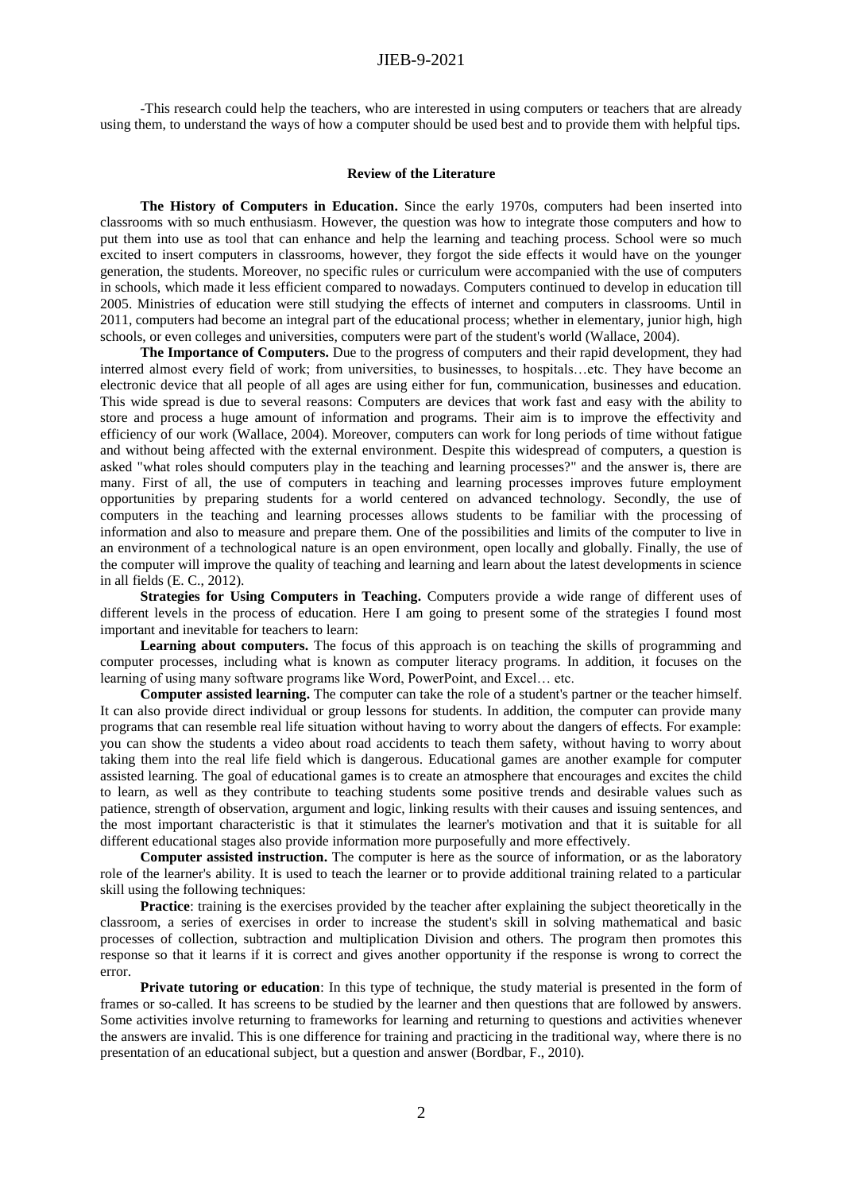-This research could help the teachers, who are interested in using computers or teachers that are already using them, to understand the ways of how a computer should be used best and to provide them with helpful tips.

## Review of the Literature

**The History of Computers in Education.** Since the early 1970s, computers had been inserted into classrooms with so much enthusiasm. However, the question was how to integrate those computers and how to put them into use as tool that can enhance and help the learning and teaching process. School were so much excited to insert computers in classrooms, however, they forgot the side effects it would have on the younger generation, the students. Moreover, no specific rules or curriculum were accompanied with the use of computers in schools, which made it less efficient compared to nowadays. Computers continued to develop in education till 2005. Ministries of education were still studying the effects of internet and computers in classrooms. Until in 2011, computers had become an integral part of the educational process; whether in elementary, junior high, high schools, or even colleges and universities, computers were part of the student's world (Wallace, 2004).

**The Importance of Computers.** Due to the progress of computers and their rapid development, they had interred almost every field of work; from universities, to businesses, to hospitals…etc. They have become an electronic device that all people of all ages are using either for fun, communication, businesses and education. This wide spread is due to several reasons: Computers are devices that work fast and easy with the ability to store and process a huge amount of information and programs. Their aim is to improve the effectivity and efficiency of our work (Wallace, 2004). Moreover, computers can work for long periods of time without fatigue and without being affected with the external environment. Despite this widespread of computers, a question is asked "what roles should computers play in the teaching and learning processes?" and the answer is, there are many. First of all, the use of computers in teaching and learning processes improves future employment opportunities by preparing students for a world centered on advanced technology. Secondly, the use of computers in the teaching and learning processes allows students to be familiar with the processing of information and also to measure and prepare them. One of the possibilities and limits of the computer to live in an environment of a technological nature is an open environment, open locally and globally. Finally, the use of the computer will improve the quality of teaching and learning and learn about the latest developments in science in all fields (E. C., 2012).

**Strategies for Using Computers in Teaching.** Computers provide a wide range of different uses of different levels in the process of education. Here I am going to present some of the strategies I found most important and inevitable for teachers to learn:

**Learning about computers.** The focus of this approach is on teaching the skills of programming and computer processes, including what is known as computer literacy programs. In addition, it focuses on the learning of using many software programs like Word, PowerPoint, and Excel… etc.

**Computer assisted learning.** The computer can take the role of a student's partner or the teacher himself. It can also provide direct individual or group lessons for students. In addition, the computer can provide many programs that can resemble real life situation without having to worry about the dangers of effects. For example: you can show the students a video about road accidents to teach them safety, without having to worry about taking them into the real life field which is dangerous. Educational games are another example for computer assisted learning. The goal of educational games is to create an atmosphere that encourages and excites the child to learn, as well as they contribute to teaching students some positive trends and desirable values such as patience, strength of observation, argument and logic, linking results with their causes and issuing sentences, and the most important characteristic is that it stimulates the learner's motivation and that it is suitable for all different educational stages also provide information more purposefully and more effectively.

**Computer assisted instruction.** The computer is here as the source of information, or as the laboratory role of the learner's ability. It is used to teach the learner or to provide additional training related to a particular skill using the following techniques:

**Practice**: training is the exercises provided by the teacher after explaining the subject theoretically in the classroom, a series of exercises in order to increase the student's skill in solving mathematical and basic processes of collection, subtraction and multiplication Division and others. The program then promotes this response so that it learns if it is correct and gives another opportunity if the response is wrong to correct the error.

**Private tutoring or education**: In this type of technique, the study material is presented in the form of frames or so-called. It has screens to be studied by the learner and then questions that are followed by answers. Some activities involve returning to frameworks for learning and returning to questions and activities whenever the answers are invalid. This is one difference for training and practicing in the traditional way, where there is no presentation of an educational subject, but a question and answer (Bordbar, F., 2010).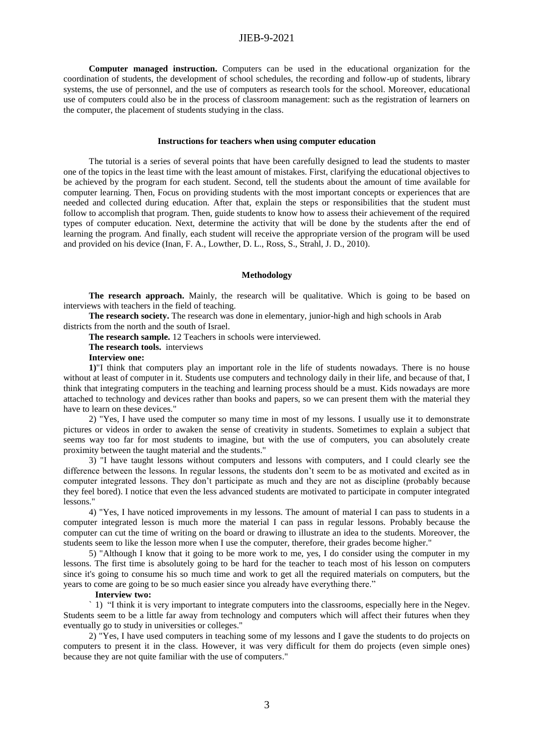**Computer managed instruction.** Computers can be used in the educational organization for the coordination of students, the development of school schedules, the recording and follow-up of students, library systems, the use of personnel, and the use of computers as research tools for the school. Moreover, educational use of computers could also be in the process of classroom management: such as the registration of learners on the computer, the placement of students studying in the class.

### Instructions for teachers when using computer education

The tutorial is a series of several points that have been carefully designed to lead the students to master one of the topics in the least time with the least amount of mistakes. First, clarifying the educational objectives to be achieved by the program for each student. Second, tell the students about the amount of time available for computer learning. Then, Focus on providing students with the most important concepts or experiences that are needed and collected during education. After that, explain the steps or responsibilities that the student must follow to accomplish that program. Then, guide students to know how to assess their achievement of the required types of computer education. Next, determine the activity that will be done by the students after the end of learning the program. And finally, each student will receive the appropriate version of the program will be used and provided on his device (Inan, F. A., Lowther, D. L., Ross, S., Strahl, J. D., 2010).

### Methodology

**The research approach.** Mainly, the research will be qualitative. Which is going to be based on interviews with teachers in the field of teaching.

**The research society.** The research was done in elementary, junior-high and high schools in Arab districts from the north and the south of Israel.

**The research sample.** 12 Teachers in schools were interviewed.

**The research tools.** interviews

**Interview one:**

**1)**"I think that computers play an important role in the life of students nowadays. There is no house without at least of computer in it. Students use computers and technology daily in their life, and because of that, I think that integrating computers in the teaching and learning process should be a must. Kids nowadays are more attached to technology and devices rather than books and papers, so we can present them with the material they have to learn on these devices."

2) "Yes, I have used the computer so many time in most of my lessons. I usually use it to demonstrate pictures or videos in order to awaken the sense of creativity in students. Sometimes to explain a subject that seems way too far for most students to imagine, but with the use of computers, you can absolutely create proximity between the taught material and the students."

3) "I have taught lessons without computers and lessons with computers, and I could clearly see the difference between the lessons. In regular lessons, the students don't seem to be as motivated and excited as in computer integrated lessons. They don't participate as much and they are not as discipline (probably because they feel bored). I notice that even the less advanced students are motivated to participate in computer integrated lessons."

4) "Yes, I have noticed improvements in my lessons. The amount of material I can pass to students in a computer integrated lesson is much more the material I can pass in regular lessons. Probably because the computer can cut the time of writing on the board or drawing to illustrate an idea to the students. Moreover, the students seem to like the lesson more when I use the computer, therefore, their grades become higher."

5) "Although I know that it going to be more work to me, yes, I do consider using the computer in my lessons. The first time is absolutely going to be hard for the teacher to teach most of his lesson on computers since it's going to consume his so much time and work to get all the required materials on computers, but the years to come are going to be so much easier since you already have everything there."

**Interview two:**

` 1) "I think it is very important to integrate computers into the classrooms, especially here in the Negev. Students seem to be a little far away from technology and computers which will affect their futures when they eventually go to study in universities or colleges."

2) "Yes, I have used computers in teaching some of my lessons and I gave the students to do projects on computers to present it in the class. However, it was very difficult for them do projects (even simple ones) because they are not quite familiar with the use of computers."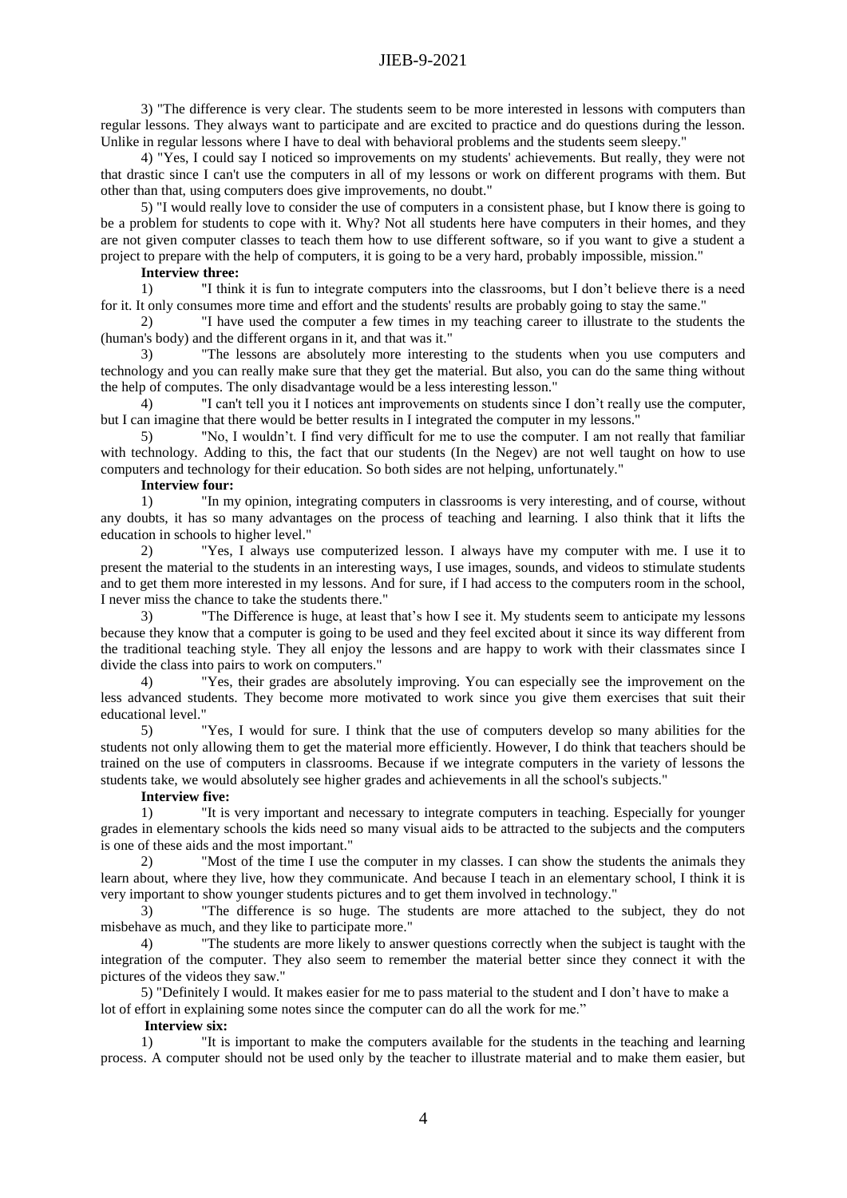3) "The difference is very clear. The students seem to be more interested in lessons with computers than regular lessons. They always want to participate and are excited to practice and do questions during the lesson. Unlike in regular lessons where I have to deal with behavioral problems and the students seem sleepy."

4) "Yes, I could say I noticed so improvements on my students' achievements. But really, they were not that drastic since I can't use the computers in all of my lessons or work on different programs with them. But other than that, using computers does give improvements, no doubt."

5) "I would really love to consider the use of computers in a consistent phase, but I know there is going to be a problem for students to cope with it. Why? Not all students here have computers in their homes, and they are not given computer classes to teach them how to use different software, so if you want to give a student a project to prepare with the help of computers, it is going to be a very hard, probably impossible, mission."

**Interview three:**

1) "I think it is fun to integrate computers into the classrooms, but I don't believe there is a need for it. It only consumes more time and effort and the students' results are probably going to stay the same."

2) "I have used the computer a few times in my teaching career to illustrate to the students the (human's body) and the different organs in it, and that was it."

3) "The lessons are absolutely more interesting to the students when you use computers and technology and you can really make sure that they get the material. But also, you can do the same thing without the help of computes. The only disadvantage would be a less interesting lesson."

4) "I can't tell you it I notices ant improvements on students since I don't really use the computer, but I can imagine that there would be better results in I integrated the computer in my lessons."

5) "No, I wouldn't. I find very difficult for me to use the computer. I am not really that familiar with technology. Adding to this, the fact that our students (In the Negev) are not well taught on how to use computers and technology for their education. So both sides are not helping, unfortunately."

**Interview four:**

1) "In my opinion, integrating computers in classrooms is very interesting, and of course, without any doubts, it has so many advantages on the process of teaching and learning. I also think that it lifts the education in schools to higher level."

2) "Yes, I always use computerized lesson. I always have my computer with me. I use it to present the material to the students in an interesting ways, I use images, sounds, and videos to stimulate students and to get them more interested in my lessons. And for sure, if I had access to the computers room in the school, I never miss the chance to take the students there."

3) "The Difference is huge, at least that's how I see it. My students seem to anticipate my lessons because they know that a computer is going to be used and they feel excited about it since its way different from the traditional teaching style. They all enjoy the lessons and are happy to work with their classmates since I divide the class into pairs to work on computers."

4) "Yes, their grades are absolutely improving. You can especially see the improvement on the less advanced students. They become more motivated to work since you give them exercises that suit their educational level."

5) "Yes, I would for sure. I think that the use of computers develop so many abilities for the students not only allowing them to get the material more efficiently. However, I do think that teachers should be trained on the use of computers in classrooms. Because if we integrate computers in the variety of lessons the students take, we would absolutely see higher grades and achievements in all the school's subjects."

**Interview five:**

1) "It is very important and necessary to integrate computers in teaching. Especially for younger grades in elementary schools the kids need so many visual aids to be attracted to the subjects and the computers is one of these aids and the most important."

2) "Most of the time I use the computer in my classes. I can show the students the animals they learn about, where they live, how they communicate. And because I teach in an elementary school, I think it is very important to show younger students pictures and to get them involved in technology."

3) "The difference is so huge. The students are more attached to the subject, they do not misbehave as much, and they like to participate more."

4) "The students are more likely to answer questions correctly when the subject is taught with the integration of the computer. They also seem to remember the material better since they connect it with the pictures of the videos they saw."

5) "Definitely I would. It makes easier for me to pass material to the student and I don't have to make a lot of effort in explaining some notes since the computer can do all the work for me."

**Interview six:**

1) "It is important to make the computers available for the students in the teaching and learning process. A computer should not be used only by the teacher to illustrate material and to make them easier, but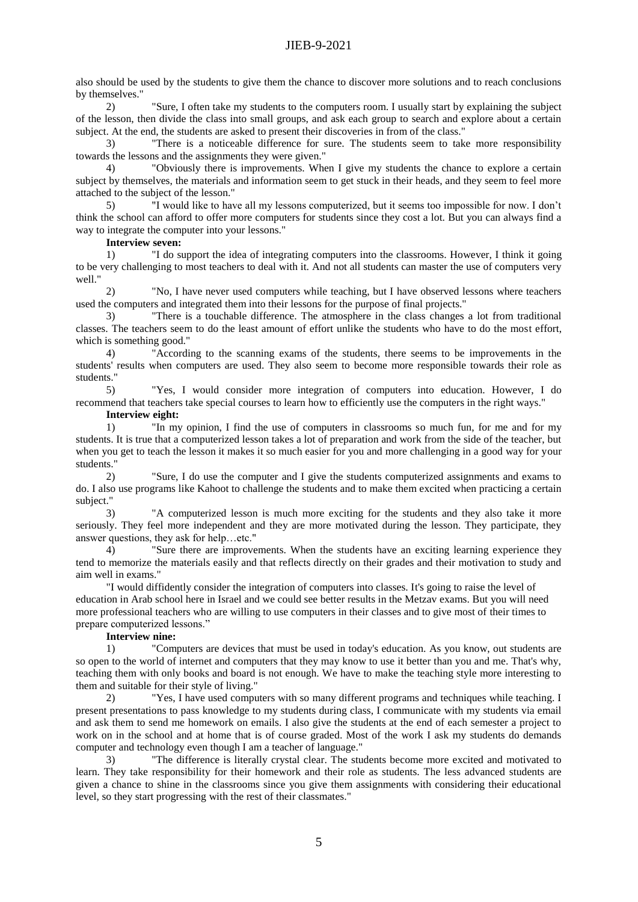also should be used by the students to give them the chance to discover more solutions and to reach conclusions by themselves."

2) "Sure, I often take my students to the computers room. I usually start by explaining the subject of the lesson, then divide the class into small groups, and ask each group to search and explore about a certain subject. At the end, the students are asked to present their discoveries in from of the class."

3) "There is a noticeable difference for sure. The students seem to take more responsibility towards the lessons and the assignments they were given."

4) "Obviously there is improvements. When I give my students the chance to explore a certain subject by themselves, the materials and information seem to get stuck in their heads, and they seem to feel more attached to the subject of the lesson."

5) "I would like to have all my lessons computerized, but it seems too impossible for now. I don't think the school can afford to offer more computers for students since they cost a lot. But you can always find a way to integrate the computer into your lessons."

**Interview seven:**

1) "I do support the idea of integrating computers into the classrooms. However, I think it going to be very challenging to most teachers to deal with it. And not all students can master the use of computers very well."

2) "No, I have never used computers while teaching, but I have observed lessons where teachers used the computers and integrated them into their lessons for the purpose of final projects."

3) "There is a touchable difference. The atmosphere in the class changes a lot from traditional classes. The teachers seem to do the least amount of effort unlike the students who have to do the most effort, which is something good."

4) "According to the scanning exams of the students, there seems to be improvements in the students' results when computers are used. They also seem to become more responsible towards their role as students."

5) "Yes, I would consider more integration of computers into education. However, I do recommend that teachers take special courses to learn how to efficiently use the computers in the right ways."

**Interview eight:**

1) "In my opinion, I find the use of computers in classrooms so much fun, for me and for my students. It is true that a computerized lesson takes a lot of preparation and work from the side of the teacher, but when you get to teach the lesson it makes it so much easier for you and more challenging in a good way for your students."

2) "Sure, I do use the computer and I give the students computerized assignments and exams to do. I also use programs like Kahoot to challenge the students and to make them excited when practicing a certain subject."

3) "A computerized lesson is much more exciting for the students and they also take it more seriously. They feel more independent and they are more motivated during the lesson. They participate, they answer questions, they ask for help…etc."

4) "Sure there are improvements. When the students have an exciting learning experience they tend to memorize the materials easily and that reflects directly on their grades and their motivation to study and aim well in exams."

"I would diffidently consider the integration of computers into classes. It's going to raise the level of education in Arab school here in Israel and we could see better results in the Metzav exams. But you will need more professional teachers who are willing to use computers in their classes and to give most of their times to prepare computerized lessons."

**Interview nine:**

1) "Computers are devices that must be used in today's education. As you know, out students are so open to the world of internet and computers that they may know to use it better than you and me. That's why, teaching them with only books and board is not enough. We have to make the teaching style more interesting to them and suitable for their style of living."

2) "Yes, I have used computers with so many different programs and techniques while teaching. I present presentations to pass knowledge to my students during class, I communicate with my students via email and ask them to send me homework on emails. I also give the students at the end of each semester a project to work on in the school and at home that is of course graded. Most of the work I ask my students do demands computer and technology even though I am a teacher of language."

3) "The difference is literally crystal clear. The students become more excited and motivated to learn. They take responsibility for their homework and their role as students. The less advanced students are given a chance to shine in the classrooms since you give them assignments with considering their educational level, so they start progressing with the rest of their classmates."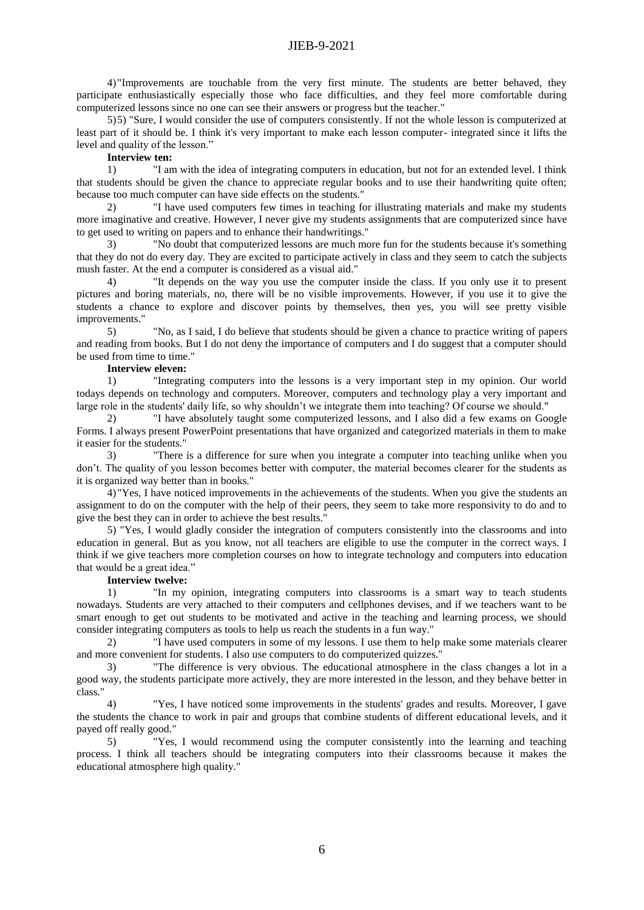4)"Improvements are touchable from the very first minute. The students are better behaved, they participate enthusiastically especially those who face difficulties, and they feel more comfortable during computerized lessons since no one can see their answers or progress but the teacher."

5)5) "Sure, I would consider the use of computers consistently. If not the whole lesson is computerized at least part of it should be. I think it's very important to make each lesson computer- integrated since it lifts the level and quality of the lesson."

**Interview ten:**

1) "I am with the idea of integrating computers in education, but not for an extended level. I think that students should be given the chance to appreciate regular books and to use their handwriting quite often; because too much computer can have side effects on the students."

2) "I have used computers few times in teaching for illustrating materials and make my students more imaginative and creative. However, I never give my students assignments that are computerized since have to get used to writing on papers and to enhance their handwritings."

3) "No doubt that computerized lessons are much more fun for the students because it's something that they do not do every day. They are excited to participate actively in class and they seem to catch the subjects mush faster. At the end a computer is considered as a visual aid."

4) "It depends on the way you use the computer inside the class. If you only use it to present pictures and boring materials, no, there will be no visible improvements. However, if you use it to give the students a chance to explore and discover points by themselves, then yes, you will see pretty visible improvements."

5) "No, as I said, I do believe that students should be given a chance to practice writing of papers and reading from books. But I do not deny the importance of computers and I do suggest that a computer should be used from time to time."

**Interview eleven:**

1) "Integrating computers into the lessons is a very important step in my opinion. Our world todays depends on technology and computers. Moreover, computers and technology play a very important and large role in the students' daily life, so why shouldn't we integrate them into teaching? Of course we should."

2) "I have absolutely taught some computerized lessons, and I also did a few exams on Google Forms. I always present PowerPoint presentations that have organized and categorized materials in them to make it easier for the students."

3) "There is a difference for sure when you integrate a computer into teaching unlike when you don't. The quality of you lesson becomes better with computer, the material becomes clearer for the students as it is organized way better than in books."

4)"Yes, I have noticed improvements in the achievements of the students. When you give the students an assignment to do on the computer with the help of their peers, they seem to take more responsivity to do and to give the best they can in order to achieve the best results."

5) "Yes, I would gladly consider the integration of computers consistently into the classrooms and into education in general. But as you know, not all teachers are eligible to use the computer in the correct ways. I think if we give teachers more completion courses on how to integrate technology and computers into education that would be a great idea."

**Interview twelve:**

1) "In my opinion, integrating computers into classrooms is a smart way to teach students nowadays. Students are very attached to their computers and cellphones devises, and if we teachers want to be smart enough to get out students to be motivated and active in the teaching and learning process, we should consider integrating computers as tools to help us reach the students in a fun way."

2) "I have used computers in some of my lessons. I use them to help make some materials clearer and more convenient for students. I also use computers to do computerized quizzes."

3) "The difference is very obvious. The educational atmosphere in the class changes a lot in a good way, the students participate more actively, they are more interested in the lesson, and they behave better in class."

4) "Yes, I have noticed some improvements in the students' grades and results. Moreover, I gave the students the chance to work in pair and groups that combine students of different educational levels, and it payed off really good."

5) "Yes, I would recommend using the computer consistently into the learning and teaching process. I think all teachers should be integrating computers into their classrooms because it makes the educational atmosphere high quality."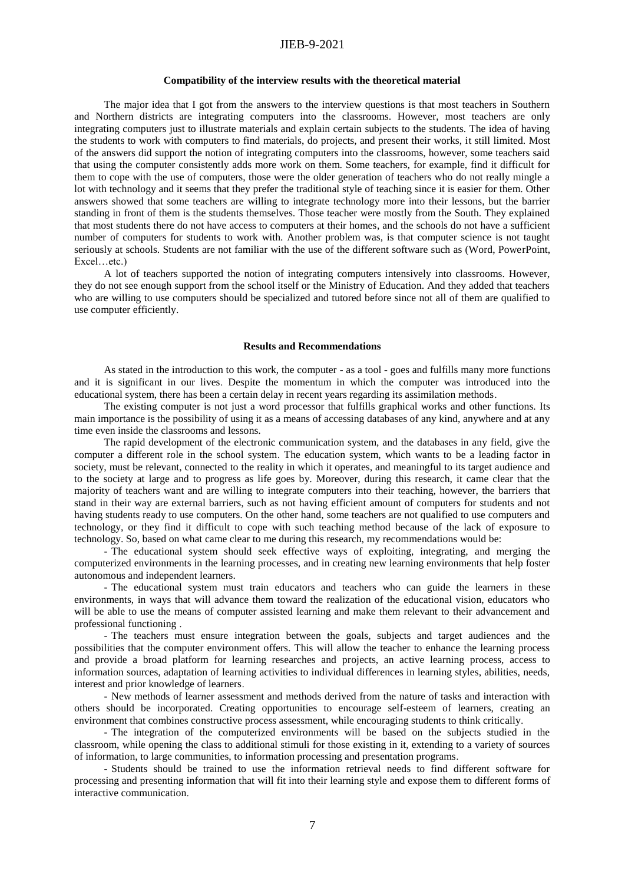### Compatibility of the interview results with the theoretical material

The major idea that I got from the answers to the interview questions is that most teachers in Southern and Northern districts are integrating computers into the classrooms. However, most teachers are only integrating computers just to illustrate materials and explain certain subjects to the students. The idea of having the students to work with computers to find materials, do projects, and present their works, it still limited. Most of the answers did support the notion of integrating computers into the classrooms, however, some teachers said that using the computer consistently adds more work on them. Some teachers, for example, find it difficult for them to cope with the use of computers, those were the older generation of teachers who do not really mingle a lot with technology and it seems that they prefer the traditional style of teaching since it is easier for them. Other answers showed that some teachers are willing to integrate technology more into their lessons, but the barrier standing in front of them is the students themselves. Those teacher were mostly from the South. They explained that most students there do not have access to computers at their homes, and the schools do not have a sufficient number of computers for students to work with. Another problem was, is that computer science is not taught seriously at schools. Students are not familiar with the use of the different software such as (Word, PowerPoint, Excel…etc.)

A lot of teachers supported the notion of integrating computers intensively into classrooms. However, they do not see enough support from the school itself or the Ministry of Education. And they added that teachers who are willing to use computers should be specialized and tutored before since not all of them are qualified to use computer efficiently.

### Results and Recommendations

As stated in the introduction to this work, the computer - as a tool - goes and fulfills many more functions and it is significant in our lives. Despite the momentum in which the computer was introduced into the educational system, there has been a certain delay in recent years regarding its assimilation methods.

The existing computer is not just a word processor that fulfills graphical works and other functions. Its main importance is the possibility of using it as a means of accessing databases of any kind, anywhere and at any time even inside the classrooms and lessons.

The rapid development of the electronic communication system, and the databases in any field, give the computer a different role in the school system. The education system, which wants to be a leading factor in society, must be relevant, connected to the reality in which it operates, and meaningful to its target audience and to the society at large and to progress as life goes by. Moreover, during this research, it came clear that the majority of teachers want and are willing to integrate computers into their teaching, however, the barriers that stand in their way are external barriers, such as not having efficient amount of computers for students and not having students ready to use computers. On the other hand, some teachers are not qualified to use computers and technology, or they find it difficult to cope with such teaching method because of the lack of exposure to technology. So, based on what came clear to me during this research, my recommendations would be:

- The educational system should seek effective ways of exploiting, integrating, and merging the computerized environments in the learning processes, and in creating new learning environments that help foster autonomous and independent learners.

- The educational system must train educators and teachers who can guide the learners in these environments, in ways that will advance them toward the realization of the educational vision, educators who will be able to use the means of computer assisted learning and make them relevant to their advancement and professional functioning .

- The teachers must ensure integration between the goals, subjects and target audiences and the possibilities that the computer environment offers. This will allow the teacher to enhance the learning process and provide a broad platform for learning researches and projects, an active learning process, access to information sources, adaptation of learning activities to individual differences in learning styles, abilities, needs, interest and prior knowledge of learners.

- New methods of learner assessment and methods derived from the nature of tasks and interaction with others should be incorporated. Creating opportunities to encourage self-esteem of learners, creating an environment that combines constructive process assessment, while encouraging students to think critically.

- The integration of the computerized environments will be based on the subjects studied in the classroom, while opening the class to additional stimuli for those existing in it, extending to a variety of sources of information, to large communities, to information processing and presentation programs.

- Students should be trained to use the information retrieval needs to find different software for processing and presenting information that will fit into their learning style and expose them to different forms of interactive communication.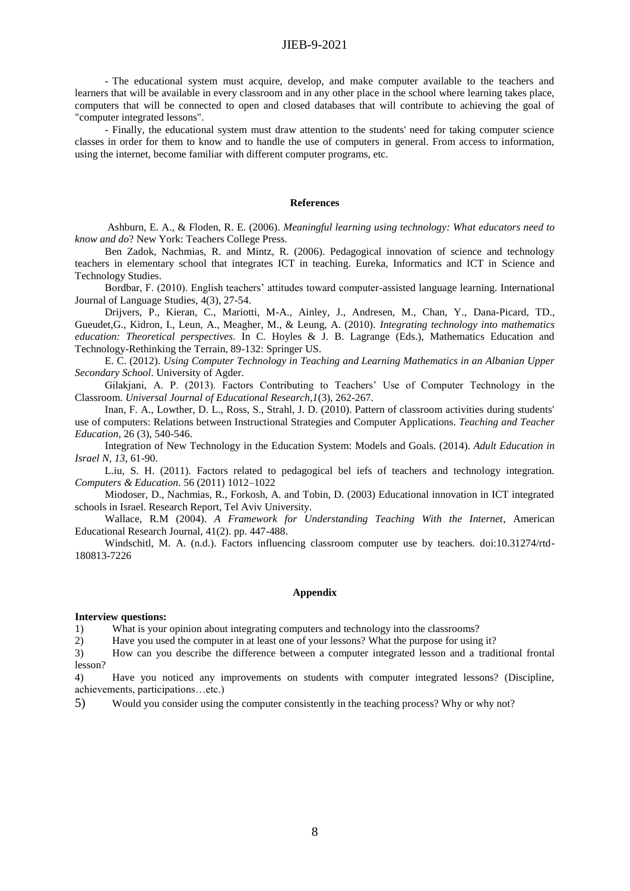- The educational system must acquire, develop, and make computer available to the teachers and learners that will be available in every classroom and in any other place in the school where learning takes place, computers that will be connected to open and closed databases that will contribute to achieving the goal of "computer integrated lessons".

- Finally, the educational system must draw attention to the students' need for taking computer science classes in order for them to know and to handle the use of computers in general. From access to information, using the internet, become familiar with different computer programs, etc.

## References

Ashburn, E. A., & Floden, R. E. (2006). *Meaningful learning using technology: What educators need to know and do*? New York: Teachers College Press.

Ben Zadok, Nachmias, R. and Mintz, R. (2006). Pedagogical innovation of science and technology teachers in elementary school that integrates ICT in teaching. Eureka, Informatics and ICT in Science and Technology Studies.

Bordbar, F. (2010). English teachers' attitudes toward computer-assisted language learning. International Journal of Language Studies, 4(3), 27-54.

Drijvers, P., Kieran, C., Mariotti, M-A., Ainley, J., Andresen, M., Chan, Y., Dana-Picard, TD., Gueudet,G., Kidron, I., Leun, A., Meagher, M., & Leung, A. (2010). *Integrating technology into mathematics education: Theoretical perspectives*. In C. Hoyles & J. B. Lagrange (Eds.), Mathematics Education and Technology-Rethinking the Terrain, 89-132: Springer US.

E. C. (2012). *Using Computer Technology in Teaching and Learning Mathematics in an Albanian Upper Secondary School*. University of Agder.

Gilakjani, A. P. (2013). Factors Contributing to Teachers' Use of Computer Technology in the Classroom. *Universal Journal of Educational Research,1*(3), 262-267.

Inan, F. A., Lowther, D. L., Ross, S., Strahl, J. D. (2010). Pattern of classroom activities during students' use of computers: Relations between Instructional Strategies and Computer Applications. *Teaching and Teacher Education*, 26 (3), 540-546.

Integration of New Technology in the Education System: Models and Goals. (2014). *Adult Education in Israel N, 13*, 61-90.

L.iu, S. H. (2011). Factors related to pedagogical bel iefs of teachers and technology integration. *Computers & Education*. 56 (2011) 1012–1022

Miodoser, D., Nachmias, R., Forkosh, A. and Tobin, D. (2003) Educational innovation in ICT integrated schools in Israel. Research Report, Tel Aviv University.

Wallace, R.M (2004). *A Framework for Understanding Teaching With the Internet*, American Educational Research Journal, 41(2). pp. 447-488.

Windschitl, M. A. (n.d.). Factors influencing classroom computer use by teachers. doi:10.31274/rtd-180813-7226

## Appendix

**Interview questions:**

1) What is your opinion about integrating computers and technology into the classrooms?
2) Have you used the computer in at least one of your lessons? What the purpose for using it?
3) How can you describe the difference between a computer integrated lesson and a traditional frontal lesson?
4) Have you noticed any improvements on students with computer integrated lessons? (Discipline, achievements, participations…etc.)
5) Would you consider using the computer consistently in the teaching process? Why or why not?